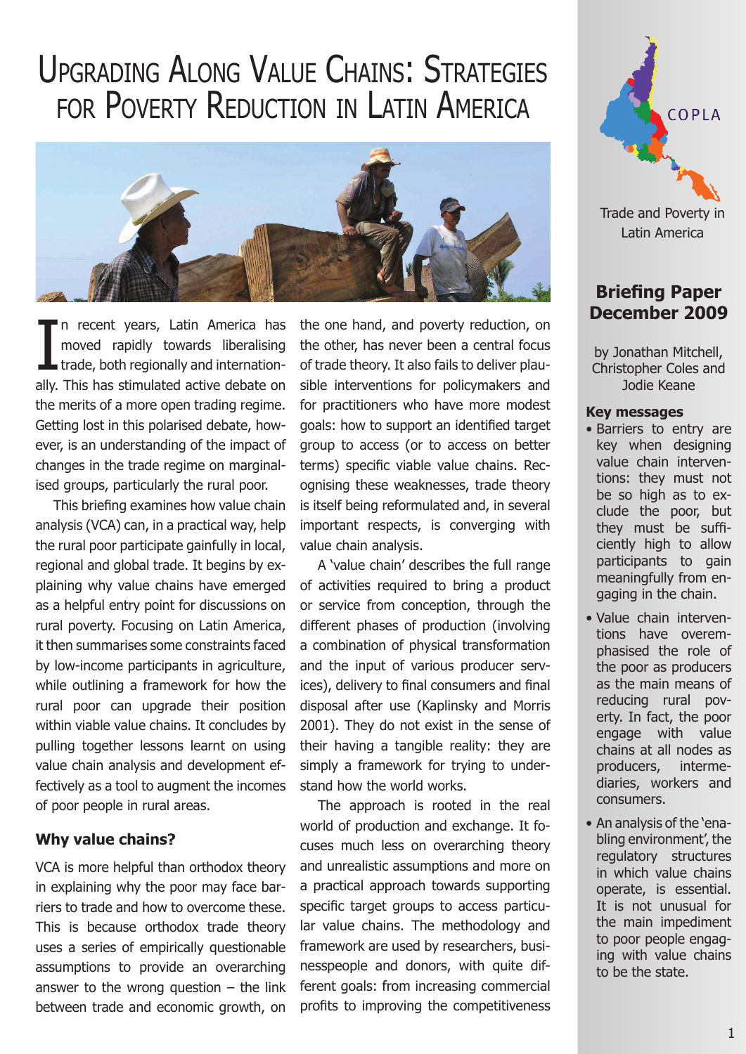# Upgrading Along Value Chains: Strategies for Poverty Reduction in Latin America

COPLA

Trade and Poverty in Latin America

**Briefing Paper December 2009**

by Jonathan Mitchell, Christopher Coles and Jodie Keane

**Key messages**

- Barriers to entry are key when designing value chain interventions: they must not be so high as to exclude the poor, but they must be sufficiently high to allow participants to gain meaningfully from engaging in the chain.
- Value chain interventions have overemphasised the role of the poor as producers as the main means of reducing rural poverty. In fact, the poor engage with value chains at all nodes as producers, intermediaries, workers and consumers.
- An analysis of the 'enabling environment', the regulatory structures in which value chains operate, is essential. It is not unusual for the main impediment to poor people engaging with value chains to be the state.

In recent years, Latin America has moved rapidly towards liberalising trade, both regionally and internationally. This has stimulated active debate on the merits of a more open trading regime. Getting lost in this polarised debate, however, is an understanding of the impact of changes in the trade regime on marginalised groups, particularly the rural poor.

This briefing examines how value chain analysis (VCA) can, in a practical way, help the rural poor participate gainfully in local, regional and global trade. It begins by explaining why value chains have emerged as a helpful entry point for discussions on rural poverty. Focusing on Latin America, it then summarises some constraints faced by low-income participants in agriculture, while outlining a framework for how the rural poor can upgrade their position within viable value chains. It concludes by pulling together lessons learnt on using value chain analysis and development effectively as a tool to augment the incomes of poor people in rural areas.

## Why value chains?

VCA is more helpful than orthodox theory in explaining why the poor may face barriers to trade and how to overcome these. This is because orthodox trade theory uses a series of empirically questionable assumptions to provide an overarching answer to the wrong question – the link between trade and economic growth, on the one hand, and poverty reduction, on the other, has never been a central focus of trade theory. It also fails to deliver plausible interventions for policymakers and for practitioners who have more modest goals: how to support an identified target group to access (or to access on better terms) specific viable value chains. Recognising these weaknesses, trade theory is itself being reformulated and, in several important respects, is converging with value chain analysis.

A 'value chain' describes the full range of activities required to bring a product or service from conception, through the different phases of production (involving a combination of physical transformation and the input of various producer services), delivery to final consumers and final disposal after use (Kaplinsky and Morris 2001). They do not exist in the sense of their having a tangible reality: they are simply a framework for trying to understand how the world works.

The approach is rooted in the real world of production and exchange. It focuses much less on overarching theory and unrealistic assumptions and more on a practical approach towards supporting specific target groups to access particular value chains. The methodology and framework are used by researchers, businesspeople and donors, with quite different goals: from increasing commercial profits to improving the competitiveness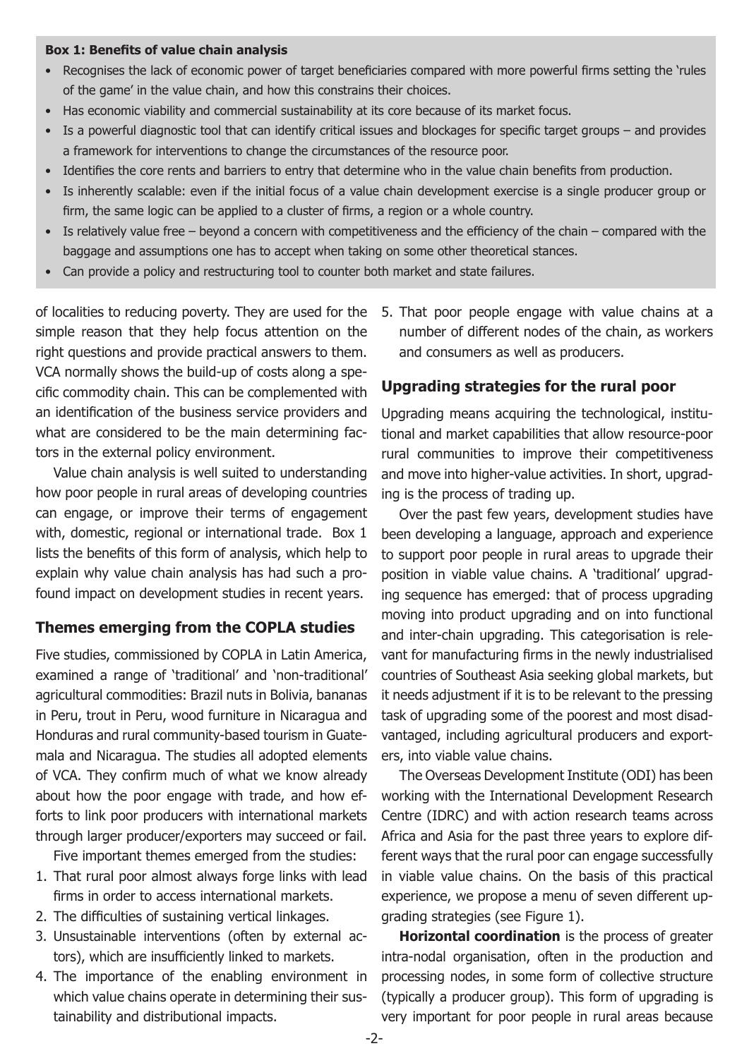**Box 1: Benefits of value chain analysis**

- Recognises the lack of economic power of target beneficiaries compared with more powerful firms setting the 'rules of the game' in the value chain, and how this constrains their choices.
- Has economic viability and commercial sustainability at its core because of its market focus.
- Is a powerful diagnostic tool that can identify critical issues and blockages for specific target groups – and provides a framework for interventions to change the circumstances of the resource poor.
- Identifies the core rents and barriers to entry that determine who in the value chain benefits from production.
- Is inherently scalable: even if the initial focus of a value chain development exercise is a single producer group or firm, the same logic can be applied to a cluster of firms, a region or a whole country.
- Is relatively value free – beyond a concern with competitiveness and the efficiency of the chain – compared with the baggage and assumptions one has to accept when taking on some other theoretical stances.
- Can provide a policy and restructuring tool to counter both market and state failures.

of localities to reducing poverty. They are used for the simple reason that they help focus attention on the right questions and provide practical answers to them. VCA normally shows the build-up of costs along a specific commodity chain. This can be complemented with an identification of the business service providers and what are considered to be the main determining factors in the external policy environment.

Value chain analysis is well suited to understanding how poor people in rural areas of developing countries can engage, or improve their terms of engagement with, domestic, regional or international trade. Box 1 lists the benefits of this form of analysis, which help to explain why value chain analysis has had such a profound impact on development studies in recent years.

## Themes emerging from the COPLA studies

Five studies, commissioned by COPLA in Latin America, examined a range of 'traditional' and 'non-traditional' agricultural commodities: Brazil nuts in Bolivia, bananas in Peru, trout in Peru, wood furniture in Nicaragua and Honduras and rural community-based tourism in Guatemala and Nicaragua. The studies all adopted elements of VCA. They confirm much of what we know already about how the poor engage with trade, and how efforts to link poor producers with international markets through larger producer/exporters may succeed or fail.

Five important themes emerged from the studies:

1. That rural poor almost always forge links with lead firms in order to access international markets.
2. The difficulties of sustaining vertical linkages.
3. Unsustainable interventions (often by external actors), which are insufficiently linked to markets.
4. The importance of the enabling environment in which value chains operate in determining their sustainability and distributional impacts.
5. That poor people engage with value chains at a number of different nodes of the chain, as workers and consumers as well as producers.

## Upgrading strategies for the rural poor

Upgrading means acquiring the technological, institutional and market capabilities that allow resource-poor rural communities to improve their competitiveness and move into higher-value activities. In short, upgrading is the process of trading up.

Over the past few years, development studies have been developing a language, approach and experience to support poor people in rural areas to upgrade their position in viable value chains. A 'traditional' upgrading sequence has emerged: that of process upgrading moving into product upgrading and on into functional and inter-chain upgrading. This categorisation is relevant for manufacturing firms in the newly industrialised countries of Southeast Asia seeking global markets, but it needs adjustment if it is to be relevant to the pressing task of upgrading some of the poorest and most disadvantaged, including agricultural producers and exporters, into viable value chains.

The Overseas Development Institute (ODI) has been working with the International Development Research Centre (IDRC) and with action research teams across Africa and Asia for the past three years to explore different ways that the rural poor can engage successfully in viable value chains. On the basis of this practical experience, we propose a menu of seven different upgrading strategies (see Figure 1).

**Horizontal coordination** is the process of greater intra-nodal organisation, often in the production and processing nodes, in some form of collective structure (typically a producer group). This form of upgrading is very important for poor people in rural areas because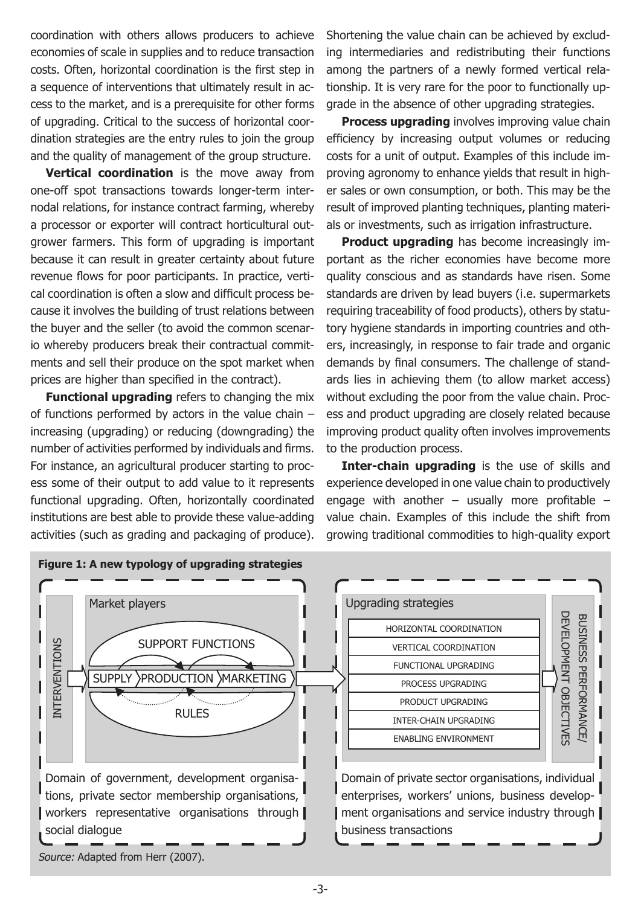coordination with others allows producers to achieve economies of scale in supplies and to reduce transaction costs. Often, horizontal coordination is the first step in a sequence of interventions that ultimately result in access to the market, and is a prerequisite for other forms of upgrading. Critical to the success of horizontal coordination strategies are the entry rules to join the group and the quality of management of the group structure.

**Vertical coordination** is the move away from one-off spot transactions towards longer-term internodal relations, for instance contract farming, whereby a processor or exporter will contract horticultural outgrower farmers. This form of upgrading is important because it can result in greater certainty about future revenue flows for poor participants. In practice, vertical coordination is often a slow and difficult process because it involves the building of trust relations between the buyer and the seller (to avoid the common scenario whereby producers break their contractual commitments and sell their produce on the spot market when prices are higher than specified in the contract).

**Functional upgrading** refers to changing the mix of functions performed by actors in the value chain – increasing (upgrading) or reducing (downgrading) the number of activities performed by individuals and firms. For instance, an agricultural producer starting to process some of their output to add value to it represents functional upgrading. Often, horizontally coordinated institutions are best able to provide these value-adding activities (such as grading and packaging of produce). Shortening the value chain can be achieved by excluding intermediaries and redistributing their functions among the partners of a newly formed vertical relationship. It is very rare for the poor to functionally upgrade in the absence of other upgrading strategies.

**Process upgrading** involves improving value chain efficiency by increasing output volumes or reducing costs for a unit of output. Examples of this include improving agronomy to enhance yields that result in higher sales or own consumption, or both. This may be the result of improved planting techniques, planting materials or investments, such as irrigation infrastructure.

**Product upgrading** has become increasingly important as the richer economies have become more quality conscious and as standards have risen. Some standards are driven by lead buyers (i.e. supermarkets requiring traceability of food products), others by statutory hygiene standards in importing countries and others, increasingly, in response to fair trade and organic demands by final consumers. The challenge of standards lies in achieving them (to allow market access) without excluding the poor from the value chain. Process and product upgrading are closely related because improving product quality often involves improvements to the production process.

**Inter-chain upgrading** is the use of skills and experience developed in one value chain to productively engage with another – usually more profitable – value chain. Examples of this include the shift from growing traditional commodities to high-quality export

**Figure 1: A new typology of upgrading strategies**

INTERVENTIONS → Market players: SUPPORT FUNCTIONS; SUPPLY › PRODUCTION › MARKETING; RULES → Upgrading strategies: HORIZONTAL COORDINATION; VERTICAL COORDINATION; FUNCTIONAL UPGRADING; PROCESS UPGRADING; PRODUCT UPGRADING; INTER-CHAIN UPGRADING; ENABLING ENVIRONMENT → BUSINESS PERFORMANCE/ DEVELOPMENT OBJECTIVES

Domain of government, development organisations, private sector membership organisations, workers representative organisations through social dialogue

Domain of private sector organisations, individual enterprises, workers' unions, business development organisations and service industry through business transactions

*Source:* Adapted from Herr (2007).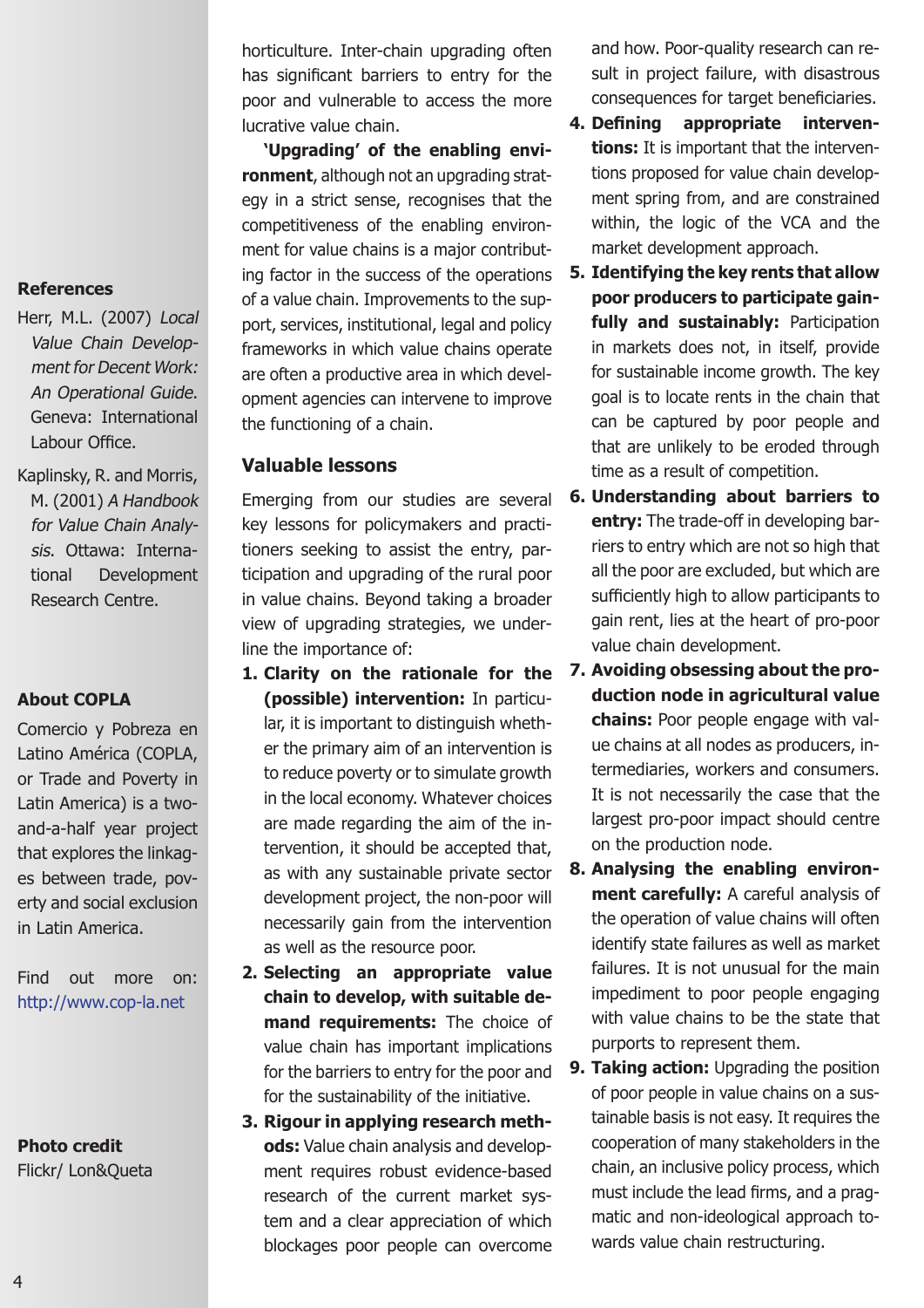horticulture. Inter-chain upgrading often has significant barriers to entry for the poor and vulnerable to access the more lucrative value chain.

**'Upgrading' of the enabling environment**, although not an upgrading strategy in a strict sense, recognises that the competitiveness of the enabling environment for value chains is a major contributing factor in the success of the operations of a value chain. Improvements to the support, services, institutional, legal and policy frameworks in which value chains operate are often a productive area in which development agencies can intervene to improve the functioning of a chain.

## Valuable lessons

Emerging from our studies are several key lessons for policymakers and practitioners seeking to assist the entry, participation and upgrading of the rural poor in value chains. Beyond taking a broader view of upgrading strategies, we underline the importance of:

1. **Clarity on the rationale for the (possible) intervention:** In particular, it is important to distinguish whether the primary aim of an intervention is to reduce poverty or to simulate growth in the local economy. Whatever choices are made regarding the aim of the intervention, it should be accepted that, as with any sustainable private sector development project, the non-poor will necessarily gain from the intervention as well as the resource poor.
2. **Selecting an appropriate value chain to develop, with suitable demand requirements:** The choice of value chain has important implications for the barriers to entry for the poor and for the sustainability of the initiative.
3. **Rigour in applying research methods:** Value chain analysis and development requires robust evidence-based research of the current market system and a clear appreciation of which blockages poor people can overcome and how. Poor-quality research can result in project failure, with disastrous consequences for target beneficiaries.
4. **Defining appropriate interventions:** It is important that the interventions proposed for value chain development spring from, and are constrained within, the logic of the VCA and the market development approach.
5. **Identifying the key rents that allow poor producers to participate gainfully and sustainably:** Participation in markets does not, in itself, provide for sustainable income growth. The key goal is to locate rents in the chain that can be captured by poor people and that are unlikely to be eroded through time as a result of competition.
6. **Understanding about barriers to entry:** The trade-off in developing barriers to entry which are not so high that all the poor are excluded, but which are sufficiently high to allow participants to gain rent, lies at the heart of pro-poor value chain development.
7. **Avoiding obsessing about the production node in agricultural value chains:** Poor people engage with value chains at all nodes as producers, intermediaries, workers and consumers. It is not necessarily the case that the largest pro-poor impact should centre on the production node.
8. **Analysing the enabling environment carefully:** A careful analysis of the operation of value chains will often identify state failures as well as market failures. It is not unusual for the main impediment to poor people engaging with value chains to be the state that purports to represent them.
9. **Taking action:** Upgrading the position of poor people in value chains on a sustainable basis is not easy. It requires the cooperation of many stakeholders in the chain, an inclusive policy process, which must include the lead firms, and a pragmatic and non-ideological approach towards value chain restructuring.

### References

Herr, M.L. (2007) *Local Value Chain Development for Decent Work: An Operational Guide*. Geneva: International Labour Office.

Kaplinsky, R. and Morris, M. (2001) *A Handbook for Value Chain Analysis*. Ottawa: International Development Research Centre.

### About COPLA

Comercio y Pobreza en Latino América (COPLA, or Trade and Poverty in Latin America) is a two-and-a-half year project that explores the linkages between trade, poverty and social exclusion in Latin America.

Find out more on: http://www.cop-la.net

### Photo credit

Flickr/ Lon&Queta